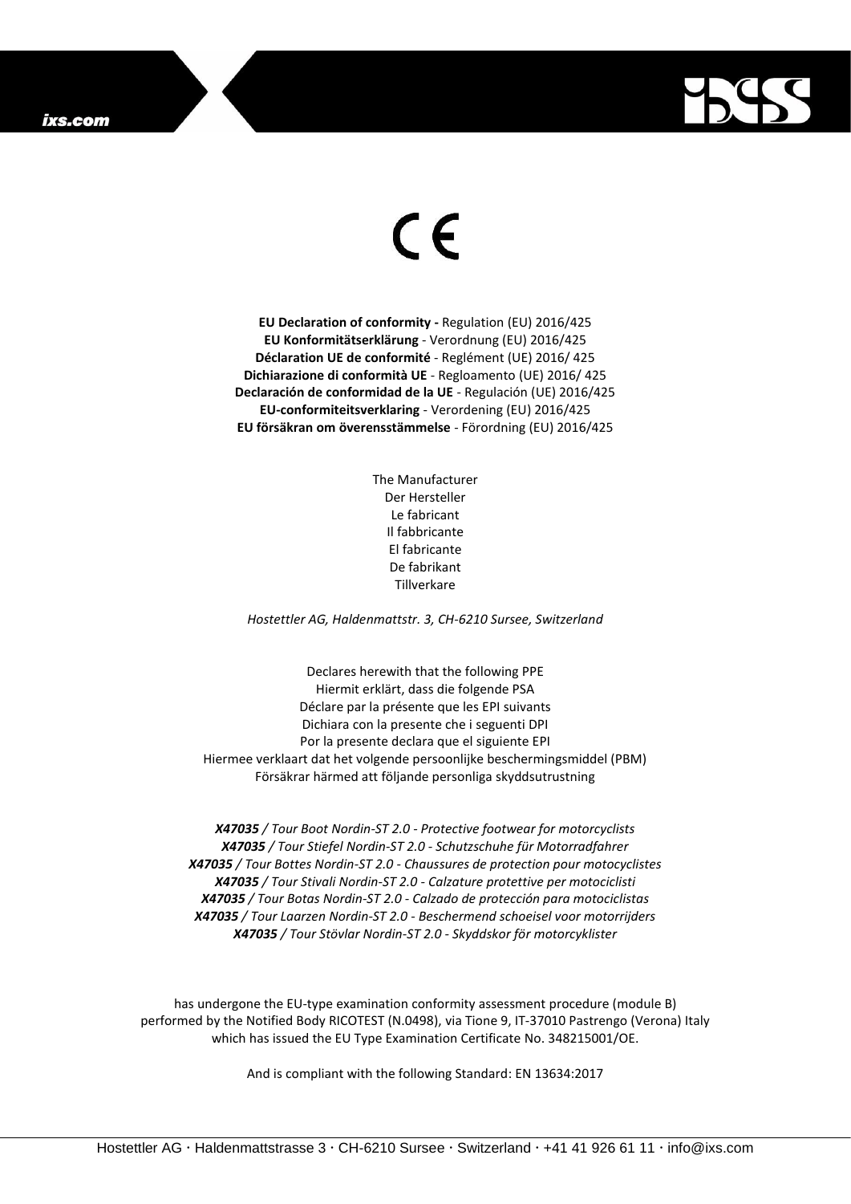ixs.com

CE

**EU Declaration of conformity -** Regulation (EU) 2016/425
**EU Konformitätserklärung** - Verordnung (EU) 2016/425
**Déclaration UE de conformité** - Reglément (UE) 2016/ 425
**Dichiarazione di conformità UE** - Regloamento (UE) 2016/ 425
**Declaración de conformidad de la UE** - Regulación (UE) 2016/425
**EU-conformiteitsverklaring** - Verordening (EU) 2016/425
**EU försäkran om överensstämmelse** - Förordning (EU) 2016/425

The Manufacturer
Der Hersteller
Le fabricant
Il fabbricante
El fabricante
De fabrikant
Tillverkare

*Hostettler AG, Haldenmattstr. 3, CH-6210 Sursee, Switzerland*

Declares herewith that the following PPE
Hiermit erklärt, dass die folgende PSA
Déclare par la présente que les EPI suivants
Dichiara con la presente che i seguenti DPI
Por la presente declara que el siguiente EPI
Hiermee verklaart dat het volgende persoonlijke beschermingsmiddel (PBM)
Försäkrar härmed att följande personliga skyddsutrustning

***X47035** / Tour Boot Nordin-ST 2.0 - Protective footwear for motorcyclists*
***X47035** / Tour Stiefel Nordin-ST 2.0 - Schutzschuhe für Motorradfahrer*
***X47035** / Tour Bottes Nordin-ST 2.0 - Chaussures de protection pour motocyclistes*
***X47035** / Tour Stivali Nordin-ST 2.0 - Calzature protettive per motociclisti*
***X47035** / Tour Botas Nordin-ST 2.0 - Calzado de protección para motociclistas*
***X47035** / Tour Laarzen Nordin-ST 2.0 - Beschermend schoeisel voor motorrijders*
***X47035** / Tour Stövlar Nordin-ST 2.0 - Skyddskor för motorcyklister*

has undergone the EU-type examination conformity assessment procedure (module B) performed by the Notified Body RICOTEST (N.0498), via Tione 9, IT-37010 Pastrengo (Verona) Italy which has issued the EU Type Examination Certificate No. 348215001/OE.

And is compliant with the following Standard: EN 13634:2017

Hostettler AG · Haldenmattstrasse 3 · CH-6210 Sursee · Switzerland · +41 41 926 61 11 · info@ixs.com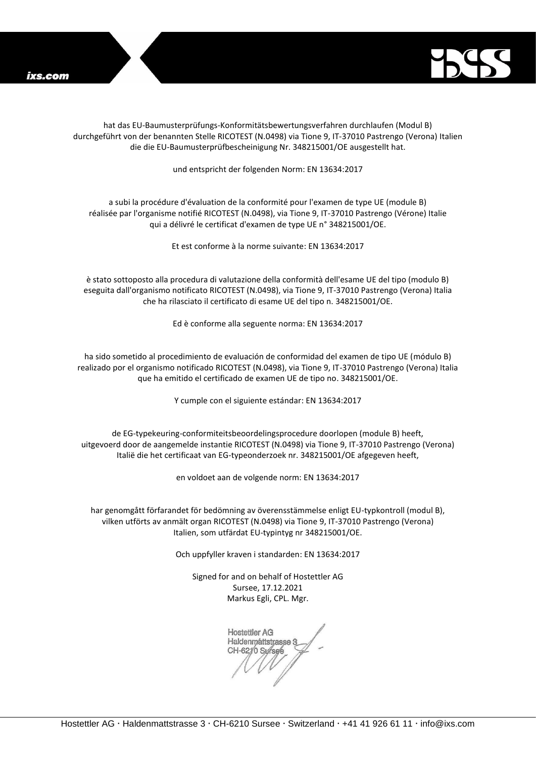hat das EU-Baumusterprüfungs-Konformitätsbewertungsverfahren durchlaufen (Modul B)
durchgeführt von der benannten Stelle RICOTEST (N.0498) via Tione 9, IT-37010 Pastrengo (Verona) Italien
die die EU-Baumusterprüfbescheinigung Nr. 348215001/OE ausgestellt hat.

und entspricht der folgenden Norm: EN 13634:2017

a subi la procédure d'évaluation de la conformité pour l'examen de type UE (module B)
réalisée par l'organisme notifié RICOTEST (N.0498), via Tione 9, IT-37010 Pastrengo (Vérone) Italie
qui a délivré le certificat d'examen de type UE n° 348215001/OE.

Et est conforme à la norme suivante: EN 13634:2017

è stato sottoposto alla procedura di valutazione della conformità dell'esame UE del tipo (modulo B)
eseguita dall'organismo notificato RICOTEST (N.0498), via Tione 9, IT-37010 Pastrengo (Verona) Italia
che ha rilasciato il certificato di esame UE del tipo n. 348215001/OE.

Ed è conforme alla seguente norma: EN 13634:2017

ha sido sometido al procedimiento de evaluación de conformidad del examen de tipo UE (módulo B)
realizado por el organismo notificado RICOTEST (N.0498), via Tione 9, IT-37010 Pastrengo (Verona) Italia
que ha emitido el certificado de examen UE de tipo no. 348215001/OE.

Y cumple con el siguiente estándar: EN 13634:2017

de EG-typekeuring-conformiteitsbeoordelingsprocedure doorlopen (module B) heeft,
uitgevoerd door de aangemelde instantie RICOTEST (N.0498) via Tione 9, IT-37010 Pastrengo (Verona)
Italië die het certificaat van EG-typeonderzoek nr. 348215001/OE afgegeven heeft,

en voldoet aan de volgende norm: EN 13634:2017

har genomgått förfarandet för bedömning av överensstämmelse enligt EU-typkontroll (modul B),
vilken utförts av anmält organ RICOTEST (N.0498) via Tione 9, IT-37010 Pastrengo (Verona)
Italien, som utfärdat EU-typintyg nr 348215001/OE.

Och uppfyller kraven i standarden: EN 13634:2017

Signed for and on behalf of Hostettler AG
Sursee, 17.12.2021
Markus Egli, CPL. Mgr.

Hostettler AG
Haldenmattstrasse 3
CH-6210 Sursee